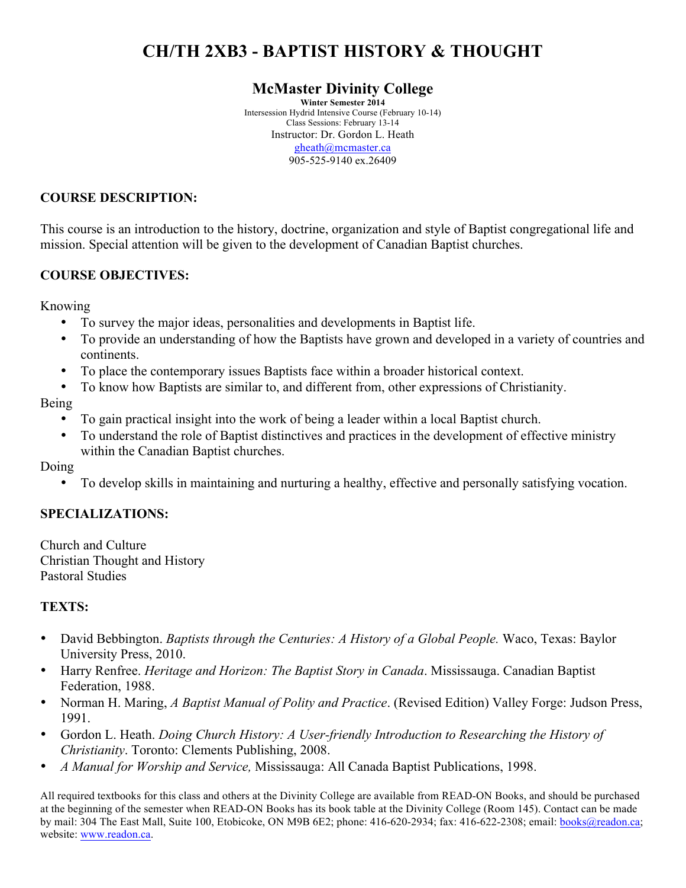# CH/TH 2XB3 - BAPTIST HISTORY & THOUGHT

## McMaster Divinity College

**Winter Semester 2014**
Intersession Hydrid Intensive Course (February 10-14)
Class Sessions: February 13-14
Instructor: Dr. Gordon L. Heath
gheath@mcmaster.ca
905-525-9140 ex.26409

### COURSE DESCRIPTION:

This course is an introduction to the history, doctrine, organization and style of Baptist congregational life and mission. Special attention will be given to the development of Canadian Baptist churches.

### COURSE OBJECTIVES:

Knowing

- To survey the major ideas, personalities and developments in Baptist life.
- To provide an understanding of how the Baptists have grown and developed in a variety of countries and continents.
- To place the contemporary issues Baptists face within a broader historical context.
- To know how Baptists are similar to, and different from, other expressions of Christianity.

Being

- To gain practical insight into the work of being a leader within a local Baptist church.
- To understand the role of Baptist distinctives and practices in the development of effective ministry within the Canadian Baptist churches.

Doing

- To develop skills in maintaining and nurturing a healthy, effective and personally satisfying vocation.

### SPECIALIZATIONS:

Church and Culture
Christian Thought and History
Pastoral Studies

### TEXTS:

- David Bebbington. *Baptists through the Centuries: A History of a Global People.* Waco, Texas: Baylor University Press, 2010.
- Harry Renfree. *Heritage and Horizon: The Baptist Story in Canada*. Mississauga. Canadian Baptist Federation, 1988.
- Norman H. Maring, *A Baptist Manual of Polity and Practice*. (Revised Edition) Valley Forge: Judson Press, 1991.
- Gordon L. Heath. *Doing Church History: A User-friendly Introduction to Researching the History of Christianity*. Toronto: Clements Publishing, 2008.
- *A Manual for Worship and Service,* Mississauga: All Canada Baptist Publications, 1998.

All required textbooks for this class and others at the Divinity College are available from READ-ON Books, and should be purchased at the beginning of the semester when READ-ON Books has its book table at the Divinity College (Room 145). Contact can be made by mail: 304 The East Mall, Suite 100, Etobicoke, ON M9B 6E2; phone: 416-620-2934; fax: 416-622-2308; email: books@readon.ca; website: www.readon.ca.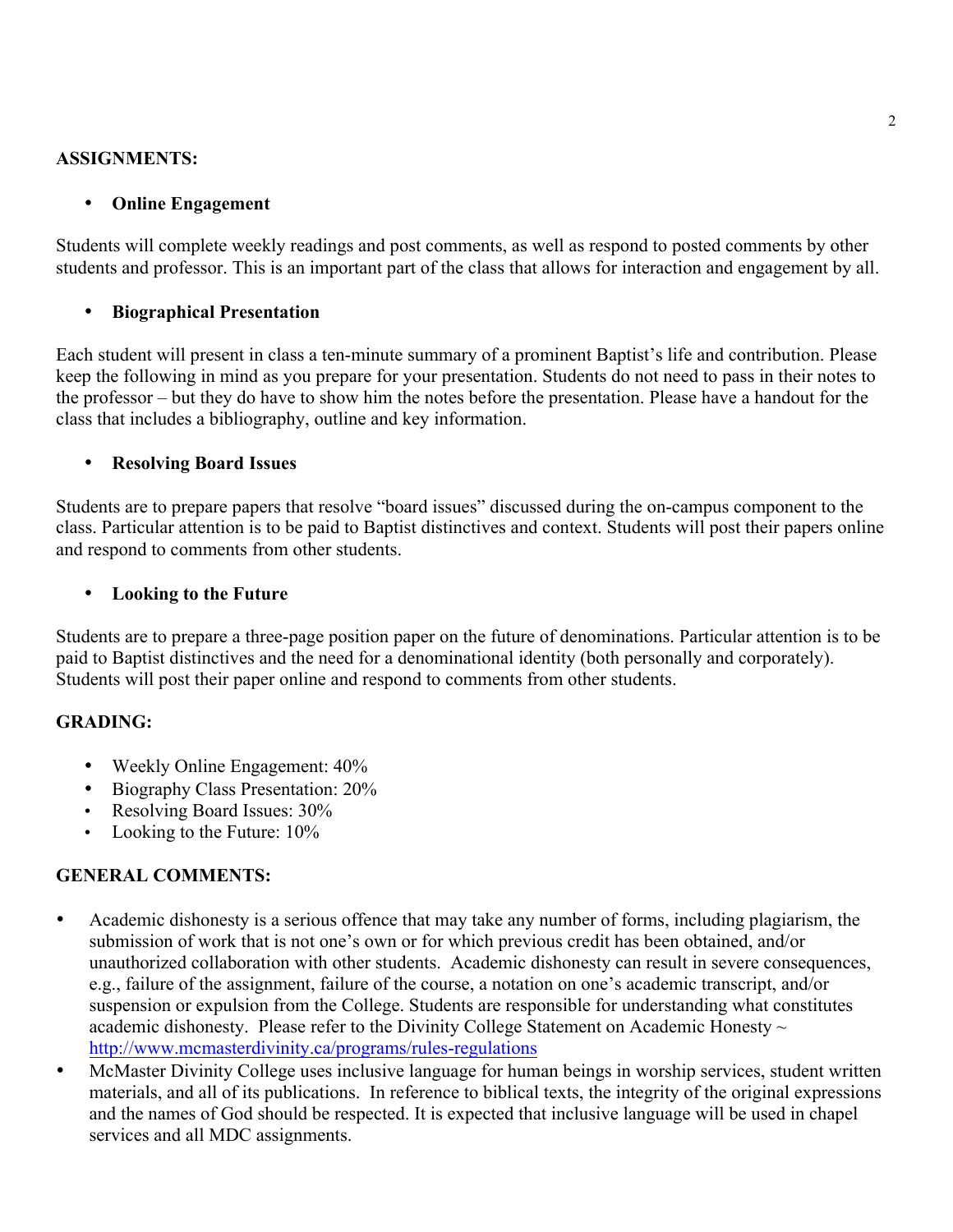**ASSIGNMENTS:**

- **Online Engagement**

Students will complete weekly readings and post comments, as well as respond to posted comments by other students and professor. This is an important part of the class that allows for interaction and engagement by all.

- **Biographical Presentation**

Each student will present in class a ten-minute summary of a prominent Baptist's life and contribution. Please keep the following in mind as you prepare for your presentation. Students do not need to pass in their notes to the professor – but they do have to show him the notes before the presentation. Please have a handout for the class that includes a bibliography, outline and key information.

- **Resolving Board Issues**

Students are to prepare papers that resolve "board issues" discussed during the on-campus component to the class. Particular attention is to be paid to Baptist distinctives and context. Students will post their papers online and respond to comments from other students.

- **Looking to the Future**

Students are to prepare a three-page position paper on the future of denominations. Particular attention is to be paid to Baptist distinctives and the need for a denominational identity (both personally and corporately). Students will post their paper online and respond to comments from other students.

**GRADING:**

- Weekly Online Engagement: 40%
- Biography Class Presentation: 20%
- Resolving Board Issues: 30%
- Looking to the Future: 10%

**GENERAL COMMENTS:**

- Academic dishonesty is a serious offence that may take any number of forms, including plagiarism, the submission of work that is not one's own or for which previous credit has been obtained, and/or unauthorized collaboration with other students. Academic dishonesty can result in severe consequences, e.g., failure of the assignment, failure of the course, a notation on one's academic transcript, and/or suspension or expulsion from the College. Students are responsible for understanding what constitutes academic dishonesty. Please refer to the Divinity College Statement on Academic Honesty ~ http://www.mcmasterdivinity.ca/programs/rules-regulations
- McMaster Divinity College uses inclusive language for human beings in worship services, student written materials, and all of its publications. In reference to biblical texts, the integrity of the original expressions and the names of God should be respected. It is expected that inclusive language will be used in chapel services and all MDC assignments.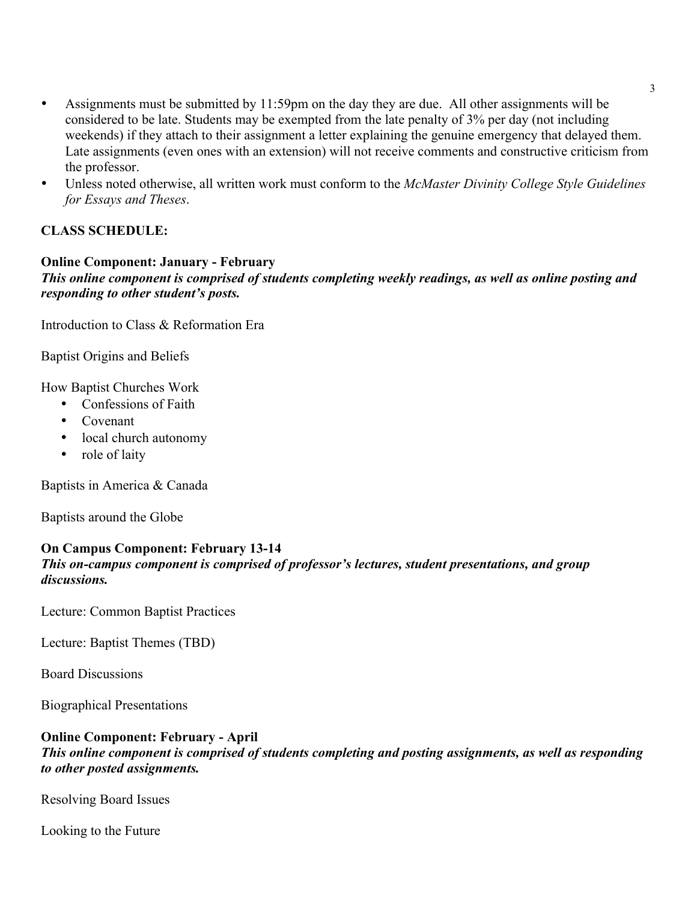- Assignments must be submitted by 11:59pm on the day they are due. All other assignments will be considered to be late. Students may be exempted from the late penalty of 3% per day (not including weekends) if they attach to their assignment a letter explaining the genuine emergency that delayed them. Late assignments (even ones with an extension) will not receive comments and constructive criticism from the professor.
- Unless noted otherwise, all written work must conform to the *McMaster Divinity College Style Guidelines for Essays and Theses*.

**CLASS SCHEDULE:**

**Online Component: January - February**
***This online component is comprised of students completing weekly readings, as well as online posting and responding to other student's posts.***

Introduction to Class & Reformation Era

Baptist Origins and Beliefs

How Baptist Churches Work

- Confessions of Faith
- Covenant
- local church autonomy
- role of laity

Baptists in America & Canada

Baptists around the Globe

**On Campus Component: February 13-14**
***This on-campus component is comprised of professor's lectures, student presentations, and group discussions.***

Lecture: Common Baptist Practices

Lecture: Baptist Themes (TBD)

Board Discussions

Biographical Presentations

**Online Component: February - April**
***This online component is comprised of students completing and posting assignments, as well as responding to other posted assignments.***

Resolving Board Issues

Looking to the Future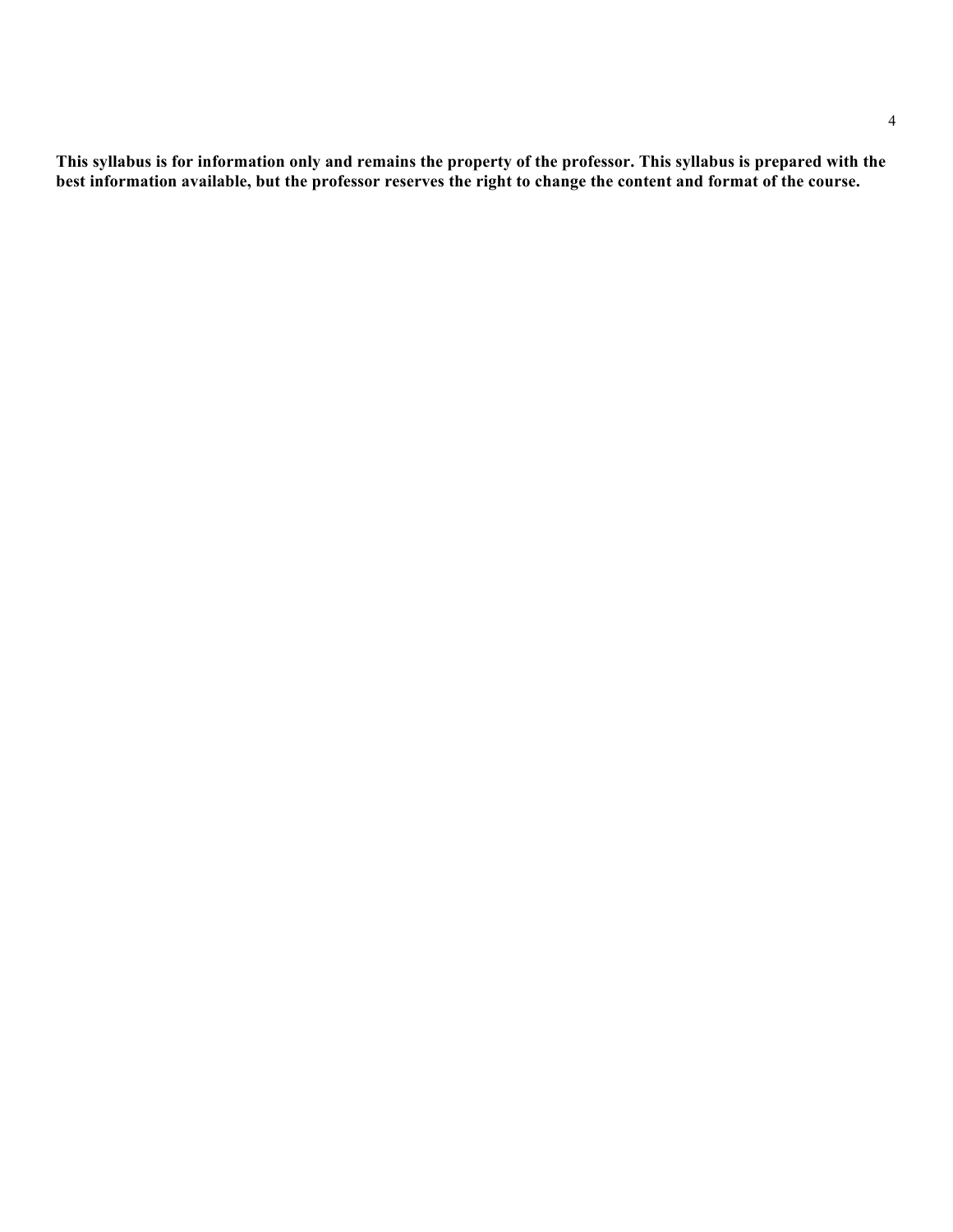**This syllabus is for information only and remains the property of the professor. This syllabus is prepared with the best information available, but the professor reserves the right to change the content and format of the course.**